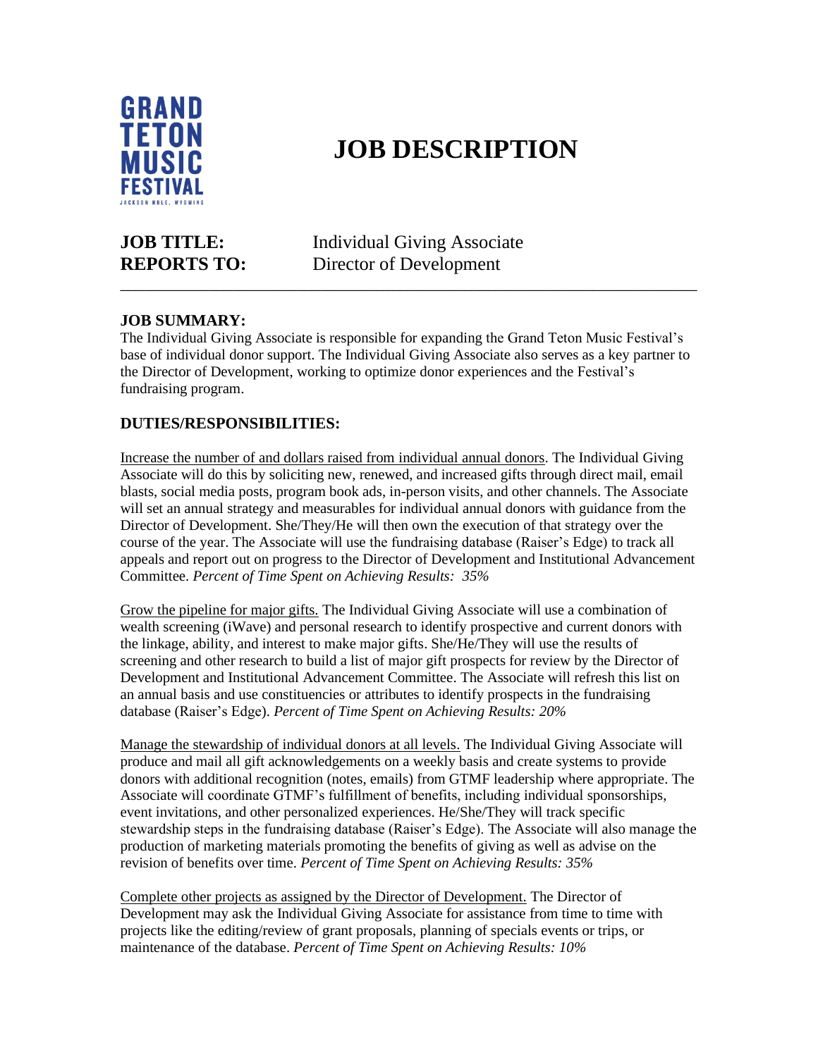GRAND TETON MUSIC FESTIVAL
JACKSON HOLE, WYOMING

# JOB DESCRIPTION

**JOB TITLE:** Individual Giving Associate
**REPORTS TO:** Director of Development

---

## JOB SUMMARY:

The Individual Giving Associate is responsible for expanding the Grand Teton Music Festival's base of individual donor support. The Individual Giving Associate also serves as a key partner to the Director of Development, working to optimize donor experiences and the Festival's fundraising program.

## DUTIES/RESPONSIBILITIES:

Increase the number of and dollars raised from individual annual donors. The Individual Giving Associate will do this by soliciting new, renewed, and increased gifts through direct mail, email blasts, social media posts, program book ads, in-person visits, and other channels. The Associate will set an annual strategy and measurables for individual annual donors with guidance from the Director of Development. She/They/He will then own the execution of that strategy over the course of the year. The Associate will use the fundraising database (Raiser's Edge) to track all appeals and report out on progress to the Director of Development and Institutional Advancement Committee. *Percent of Time Spent on Achieving Results: 35%*

Grow the pipeline for major gifts. The Individual Giving Associate will use a combination of wealth screening (iWave) and personal research to identify prospective and current donors with the linkage, ability, and interest to make major gifts. She/He/They will use the results of screening and other research to build a list of major gift prospects for review by the Director of Development and Institutional Advancement Committee. The Associate will refresh this list on an annual basis and use constituencies or attributes to identify prospects in the fundraising database (Raiser's Edge). *Percent of Time Spent on Achieving Results: 20%*

Manage the stewardship of individual donors at all levels. The Individual Giving Associate will produce and mail all gift acknowledgements on a weekly basis and create systems to provide donors with additional recognition (notes, emails) from GTMF leadership where appropriate. The Associate will coordinate GTMF's fulfillment of benefits, including individual sponsorships, event invitations, and other personalized experiences. He/She/They will track specific stewardship steps in the fundraising database (Raiser's Edge). The Associate will also manage the production of marketing materials promoting the benefits of giving as well as advise on the revision of benefits over time. *Percent of Time Spent on Achieving Results: 35%*

Complete other projects as assigned by the Director of Development. The Director of Development may ask the Individual Giving Associate for assistance from time to time with projects like the editing/review of grant proposals, planning of specials events or trips, or maintenance of the database. *Percent of Time Spent on Achieving Results: 10%*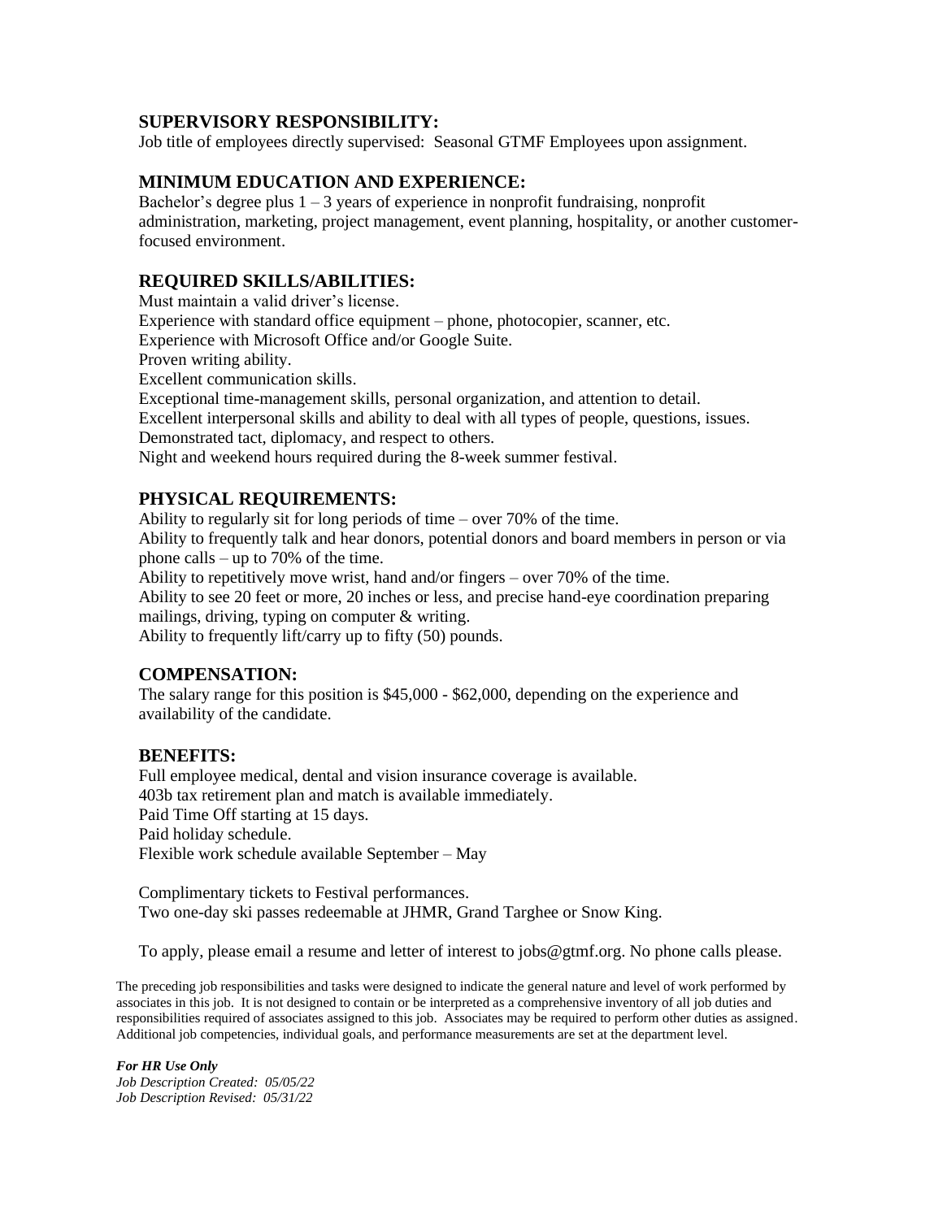## SUPERVISORY RESPONSIBILITY:

Job title of employees directly supervised: Seasonal GTMF Employees upon assignment.

## MINIMUM EDUCATION AND EXPERIENCE:

Bachelor's degree plus 1 – 3 years of experience in nonprofit fundraising, nonprofit administration, marketing, project management, event planning, hospitality, or another customer-focused environment.

## REQUIRED SKILLS/ABILITIES:

Must maintain a valid driver's license.
Experience with standard office equipment – phone, photocopier, scanner, etc.
Experience with Microsoft Office and/or Google Suite.
Proven writing ability.
Excellent communication skills.
Exceptional time-management skills, personal organization, and attention to detail.
Excellent interpersonal skills and ability to deal with all types of people, questions, issues.
Demonstrated tact, diplomacy, and respect to others.
Night and weekend hours required during the 8-week summer festival.

## PHYSICAL REQUIREMENTS:

Ability to regularly sit for long periods of time – over 70% of the time.
Ability to frequently talk and hear donors, potential donors and board members in person or via phone calls – up to 70% of the time.
Ability to repetitively move wrist, hand and/or fingers – over 70% of the time.
Ability to see 20 feet or more, 20 inches or less, and precise hand-eye coordination preparing mailings, driving, typing on computer & writing.
Ability to frequently lift/carry up to fifty (50) pounds.

## COMPENSATION:

The salary range for this position is $45,000 - $62,000, depending on the experience and availability of the candidate.

## BENEFITS:

Full employee medical, dental and vision insurance coverage is available.
403b tax retirement plan and match is available immediately.
Paid Time Off starting at 15 days.
Paid holiday schedule.
Flexible work schedule available September – May

Complimentary tickets to Festival performances.
Two one-day ski passes redeemable at JHMR, Grand Targhee or Snow King.

To apply, please email a resume and letter of interest to jobs@gtmf.org. No phone calls please.

The preceding job responsibilities and tasks were designed to indicate the general nature and level of work performed by associates in this job. It is not designed to contain or be interpreted as a comprehensive inventory of all job duties and responsibilities required of associates assigned to this job. Associates may be required to perform other duties as assigned. Additional job competencies, individual goals, and performance measurements are set at the department level.

***For HR Use Only***
*Job Description Created: 05/05/22*
*Job Description Revised: 05/31/22*